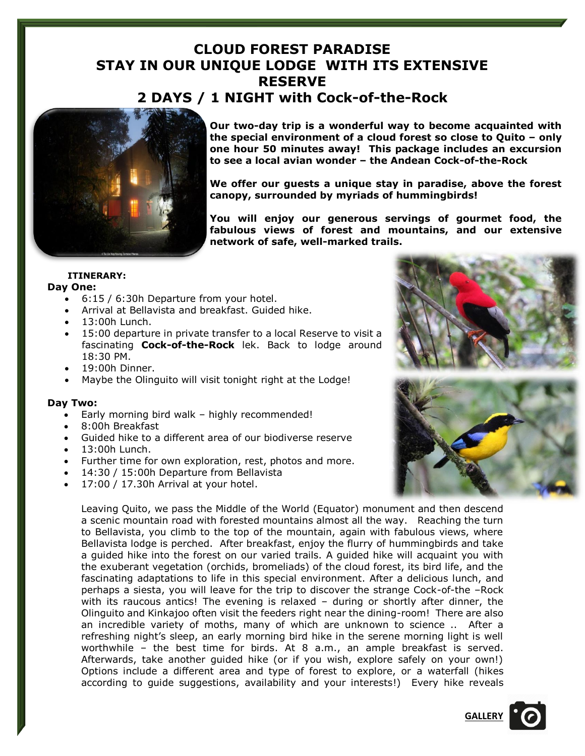# CLOUD FOREST PARADISE
# STAY IN OUR UNIQUE LODGE WITH ITS EXTENSIVE RESERVE
## 2 DAYS / 1 NIGHT with Cock-of-the-Rock

**Our two-day trip is a wonderful way to become acquainted with the special environment of a cloud forest so close to Quito – only one hour 50 minutes away! This package includes an excursion to see a local avian wonder – the Andean Cock-of-the-Rock**

**We offer our guests a unique stay in paradise, above the forest canopy, surrounded by myriads of hummingbirds!**

**You will enjoy our generous servings of gourmet food, the fabulous views of forest and mountains, and our extensive network of safe, well-marked trails.**

**ITINERARY:**

**Day One:**

- 6:15 / 6:30h Departure from your hotel.
- Arrival at Bellavista and breakfast. Guided hike.
- 13:00h Lunch.
- 15:00 departure in private transfer to a local Reserve to visit a fascinating **Cock-of-the-Rock** lek. Back to lodge around 18:30 PM.
- 19:00h Dinner.
- Maybe the Olinguito will visit tonight right at the Lodge!

**Day Two:**

- Early morning bird walk – highly recommended!
- 8:00h Breakfast
- Guided hike to a different area of our biodiverse reserve
- 13:00h Lunch.
- Further time for own exploration, rest, photos and more.
- 14:30 / 15:00h Departure from Bellavista
- 17:00 / 17.30h Arrival at your hotel.

Leaving Quito, we pass the Middle of the World (Equator) monument and then descend a scenic mountain road with forested mountains almost all the way. Reaching the turn to Bellavista, you climb to the top of the mountain, again with fabulous views, where Bellavista lodge is perched. After breakfast, enjoy the flurry of hummingbirds and take a guided hike into the forest on our varied trails. A guided hike will acquaint you with the exuberant vegetation (orchids, bromeliads) of the cloud forest, its bird life, and the fascinating adaptations to life in this special environment. After a delicious lunch, and perhaps a siesta, you will leave for the trip to discover the strange Cock-of-the –Rock with its raucous antics! The evening is relaxed – during or shortly after dinner, the Olinguito and Kinkajoo often visit the feeders right near the dining-room! There are also an incredible variety of moths, many of which are unknown to science .. After a refreshing night's sleep, an early morning bird hike in the serene morning light is well worthwhile – the best time for birds. At 8 a.m., an ample breakfast is served. Afterwards, take another guided hike (or if you wish, explore safely on your own!) Options include a different area and type of forest to explore, or a waterfall (hikes according to guide suggestions, availability and your interests!) Every hike reveals

GALLERY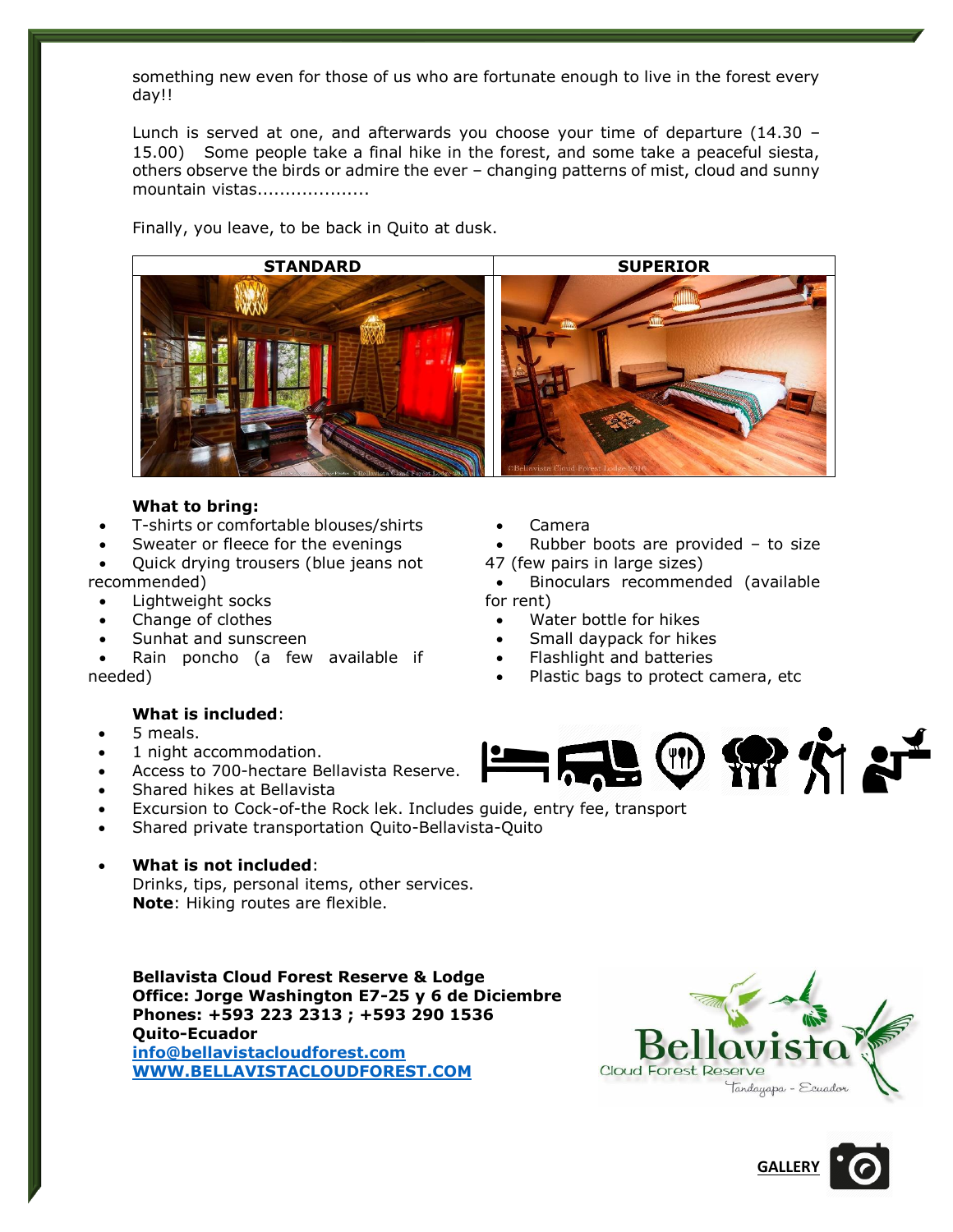something new even for those of us who are fortunate enough to live in the forest every day!!

Lunch is served at one, and afterwards you choose your time of departure (14.30 – 15.00) Some people take a final hike in the forest, and some take a peaceful siesta, others observe the birds or admire the ever – changing patterns of mist, cloud and sunny mountain vistas....................

Finally, you leave, to be back in Quito at dusk.

| STANDARD | SUPERIOR |
| --- | --- |
| | |

**What to bring:**

- T-shirts or comfortable blouses/shirts
- Sweater or fleece for the evenings
- Quick drying trousers (blue jeans not recommended)
- Lightweight socks
- Change of clothes
- Sunhat and sunscreen
- Rain poncho (a few available if needed)
- Camera
- Rubber boots are provided – to size 47 (few pairs in large sizes)
- Binoculars recommended (available for rent)
- Water bottle for hikes
- Small daypack for hikes
- Flashlight and batteries
- Plastic bags to protect camera, etc

**What is included**:

- 5 meals.
- 1 night accommodation.
- Access to 700-hectare Bellavista Reserve.
- Shared hikes at Bellavista
- Excursion to Cock-of-the Rock lek. Includes guide, entry fee, transport
- Shared private transportation Quito-Bellavista-Quito

- **What is not included**:
  Drinks, tips, personal items, other services.
  **Note**: Hiking routes are flexible.

**Bellavista Cloud Forest Reserve & Lodge**
**Office: Jorge Washington E7-25 y 6 de Diciembre**
**Phones: +593 223 2313 ; +593 290 1536**
**Quito-Ecuador**
**info@bellavistacloudforest.com**
**WWW.BELLAVISTACLOUDFOREST.COM**

Bellavista Cloud Forest Reserve
Tandayapa - Ecuador

**GALLERY**